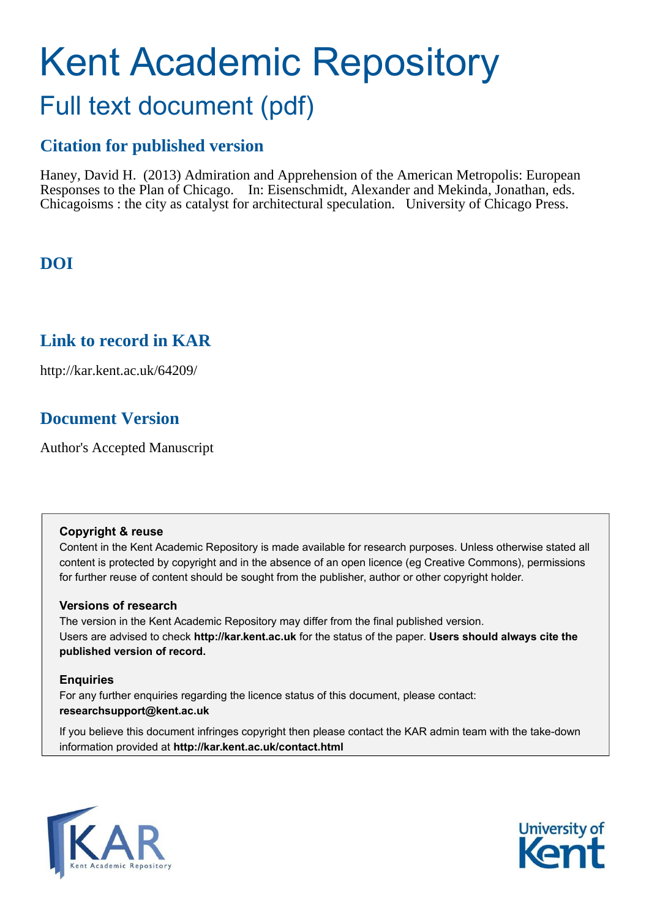# Kent Academic Repository

## Full text document (pdf)

## Citation for published version

Haney, David H. (2013) Admiration and Apprehension of the American Metropolis: European Responses to the Plan of Chicago. In: Eisenschmidt, Alexander and Mekinda, Jonathan, eds. Chicagoisms : the city as catalyst for architectural speculation. University of Chicago Press.

## DOI

## Link to record in KAR

http://kar.kent.ac.uk/64209/

## Document Version

Author's Accepted Manuscript

**Copyright & reuse**

Content in the Kent Academic Repository is made available for research purposes. Unless otherwise stated all content is protected by copyright and in the absence of an open licence (eg Creative Commons), permissions for further reuse of content should be sought from the publisher, author or other copyright holder.

**Versions of research**

The version in the Kent Academic Repository may differ from the final published version. Users are advised to check **http://kar.kent.ac.uk** for the status of the paper. **Users should always cite the published version of record.**

**Enquiries**

For any further enquiries regarding the licence status of this document, please contact: **researchsupport@kent.ac.uk**

If you believe this document infringes copyright then please contact the KAR admin team with the take-down information provided at **http://kar.kent.ac.uk/contact.html**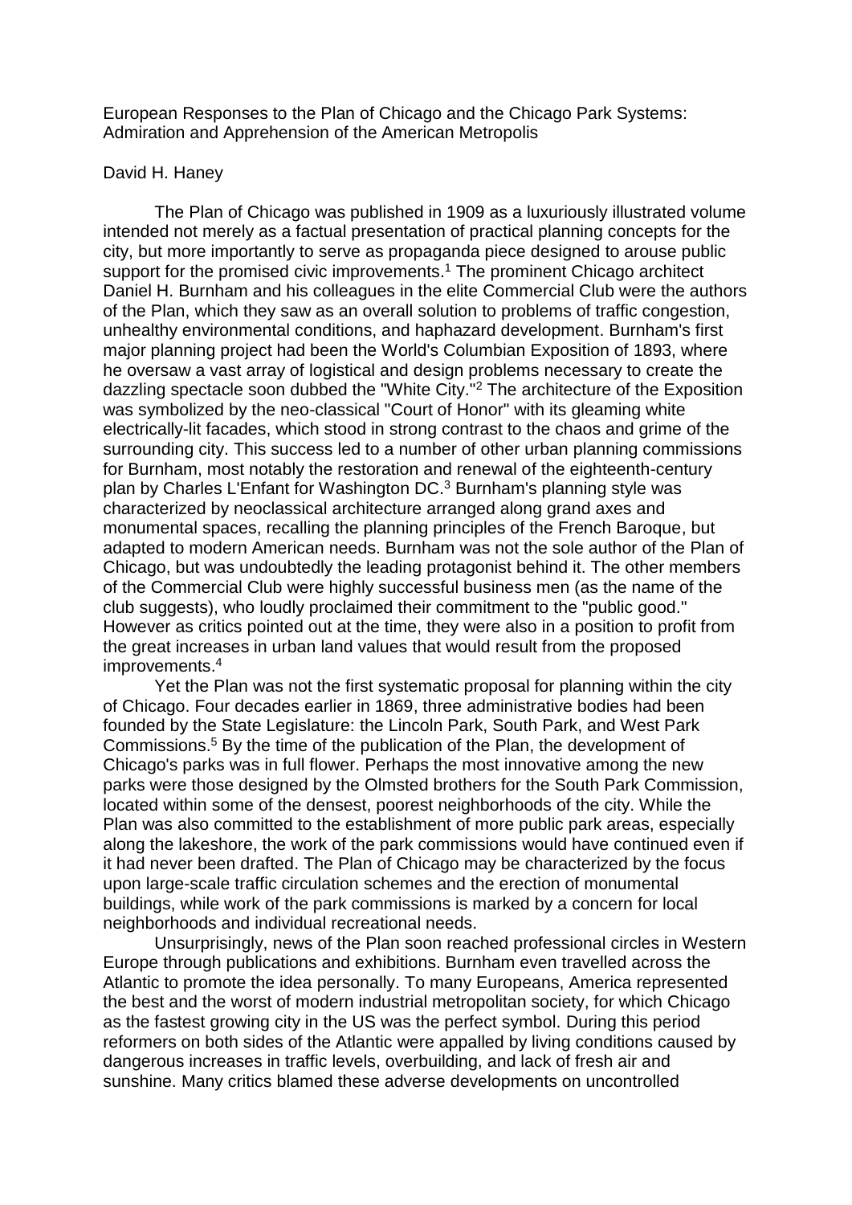European Responses to the Plan of Chicago and the Chicago Park Systems: Admiration and Apprehension of the American Metropolis

David H. Haney

The Plan of Chicago was published in 1909 as a luxuriously illustrated volume intended not merely as a factual presentation of practical planning concepts for the city, but more importantly to serve as propaganda piece designed to arouse public support for the promised civic improvements.[1] The prominent Chicago architect Daniel H. Burnham and his colleagues in the elite Commercial Club were the authors of the Plan, which they saw as an overall solution to problems of traffic congestion, unhealthy environmental conditions, and haphazard development. Burnham's first major planning project had been the World's Columbian Exposition of 1893, where he oversaw a vast array of logistical and design problems necessary to create the dazzling spectacle soon dubbed the "White City."[2] The architecture of the Exposition was symbolized by the neo-classical "Court of Honor" with its gleaming white electrically-lit facades, which stood in strong contrast to the chaos and grime of the surrounding city. This success led to a number of other urban planning commissions for Burnham, most notably the restoration and renewal of the eighteenth-century plan by Charles L'Enfant for Washington DC.[3] Burnham's planning style was characterized by neoclassical architecture arranged along grand axes and monumental spaces, recalling the planning principles of the French Baroque, but adapted to modern American needs. Burnham was not the sole author of the Plan of Chicago, but was undoubtedly the leading protagonist behind it. The other members of the Commercial Club were highly successful business men (as the name of the club suggests), who loudly proclaimed their commitment to the "public good." However as critics pointed out at the time, they were also in a position to profit from the great increases in urban land values that would result from the proposed improvements.[4]

Yet the Plan was not the first systematic proposal for planning within the city of Chicago. Four decades earlier in 1869, three administrative bodies had been founded by the State Legislature: the Lincoln Park, South Park, and West Park Commissions.[5] By the time of the publication of the Plan, the development of Chicago's parks was in full flower. Perhaps the most innovative among the new parks were those designed by the Olmsted brothers for the South Park Commission, located within some of the densest, poorest neighborhoods of the city. While the Plan was also committed to the establishment of more public park areas, especially along the lakeshore, the work of the park commissions would have continued even if it had never been drafted. The Plan of Chicago may be characterized by the focus upon large-scale traffic circulation schemes and the erection of monumental buildings, while work of the park commissions is marked by a concern for local neighborhoods and individual recreational needs.

Unsurprisingly, news of the Plan soon reached professional circles in Western Europe through publications and exhibitions. Burnham even travelled across the Atlantic to promote the idea personally. To many Europeans, America represented the best and the worst of modern industrial metropolitan society, for which Chicago as the fastest growing city in the US was the perfect symbol. During this period reformers on both sides of the Atlantic were appalled by living conditions caused by dangerous increases in traffic levels, overbuilding, and lack of fresh air and sunshine. Many critics blamed these adverse developments on uncontrolled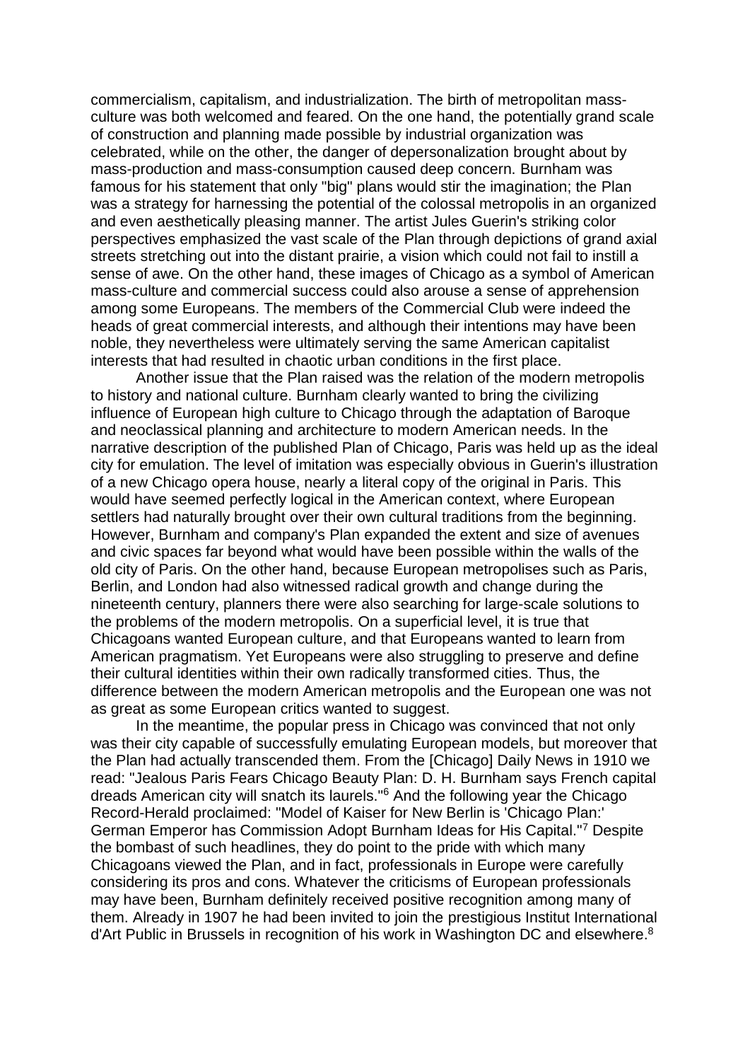commercialism, capitalism, and industrialization. The birth of metropolitan mass-culture was both welcomed and feared. On the one hand, the potentially grand scale of construction and planning made possible by industrial organization was celebrated, while on the other, the danger of depersonalization brought about by mass-production and mass-consumption caused deep concern. Burnham was famous for his statement that only "big" plans would stir the imagination; the Plan was a strategy for harnessing the potential of the colossal metropolis in an organized and even aesthetically pleasing manner. The artist Jules Guerin's striking color perspectives emphasized the vast scale of the Plan through depictions of grand axial streets stretching out into the distant prairie, a vision which could not fail to instill a sense of awe. On the other hand, these images of Chicago as a symbol of American mass-culture and commercial success could also arouse a sense of apprehension among some Europeans. The members of the Commercial Club were indeed the heads of great commercial interests, and although their intentions may have been noble, they nevertheless were ultimately serving the same American capitalist interests that had resulted in chaotic urban conditions in the first place.

Another issue that the Plan raised was the relation of the modern metropolis to history and national culture. Burnham clearly wanted to bring the civilizing influence of European high culture to Chicago through the adaptation of Baroque and neoclassical planning and architecture to modern American needs. In the narrative description of the published Plan of Chicago, Paris was held up as the ideal city for emulation. The level of imitation was especially obvious in Guerin's illustration of a new Chicago opera house, nearly a literal copy of the original in Paris. This would have seemed perfectly logical in the American context, where European settlers had naturally brought over their own cultural traditions from the beginning. However, Burnham and company's Plan expanded the extent and size of avenues and civic spaces far beyond what would have been possible within the walls of the old city of Paris. On the other hand, because European metropolises such as Paris, Berlin, and London had also witnessed radical growth and change during the nineteenth century, planners there were also searching for large-scale solutions to the problems of the modern metropolis. On a superficial level, it is true that Chicagoans wanted European culture, and that Europeans wanted to learn from American pragmatism. Yet Europeans were also struggling to preserve and define their cultural identities within their own radically transformed cities. Thus, the difference between the modern American metropolis and the European one was not as great as some European critics wanted to suggest.

In the meantime, the popular press in Chicago was convinced that not only was their city capable of successfully emulating European models, but moreover that the Plan had actually transcended them. From the [Chicago] Daily News in 1910 we read: "Jealous Paris Fears Chicago Beauty Plan: D. H. Burnham says French capital dreads American city will snatch its laurels."[6] And the following year the Chicago Record-Herald proclaimed: "Model of Kaiser for New Berlin is 'Chicago Plan:' German Emperor has Commission Adopt Burnham Ideas for His Capital."[7] Despite the bombast of such headlines, they do point to the pride with which many Chicagoans viewed the Plan, and in fact, professionals in Europe were carefully considering its pros and cons. Whatever the criticisms of European professionals may have been, Burnham definitely received positive recognition among many of them. Already in 1907 he had been invited to join the prestigious Institut International d'Art Public in Brussels in recognition of his work in Washington DC and elsewhere.[8]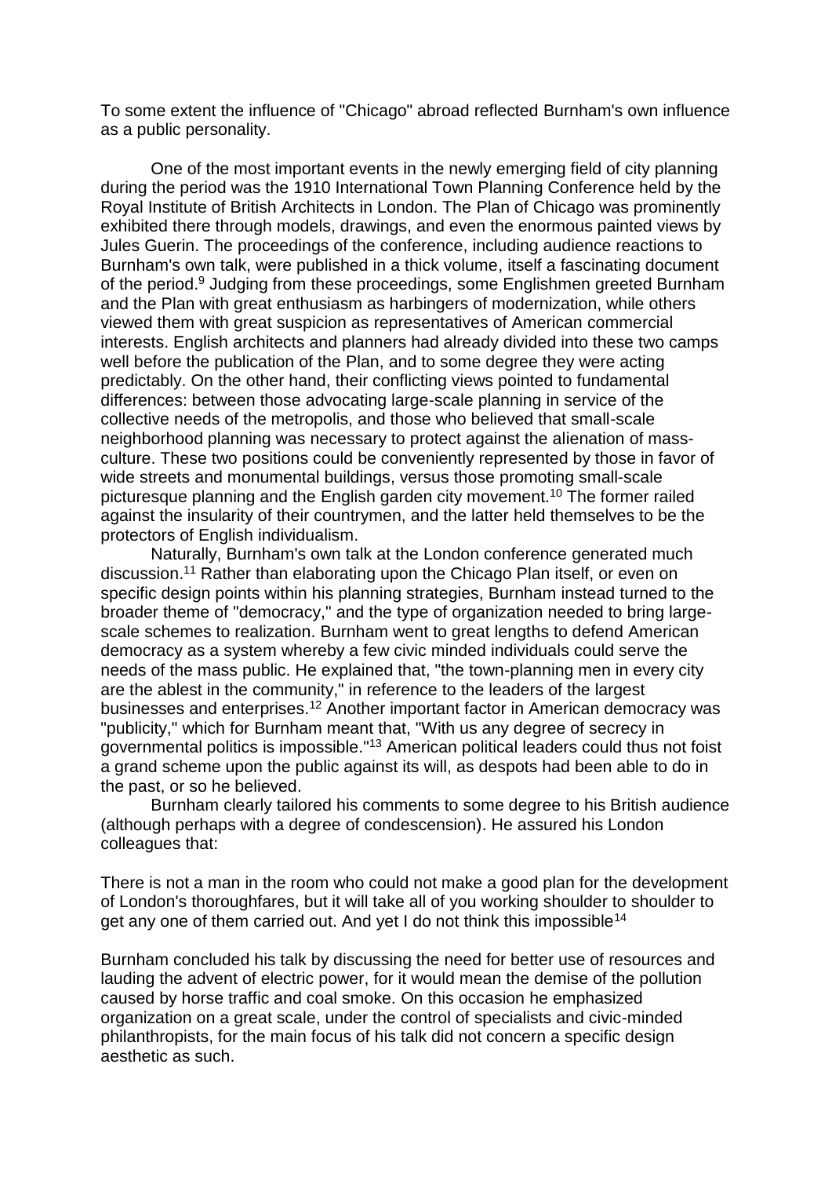To some extent the influence of "Chicago" abroad reflected Burnham's own influence as a public personality.

One of the most important events in the newly emerging field of city planning during the period was the 1910 International Town Planning Conference held by the Royal Institute of British Architects in London. The Plan of Chicago was prominently exhibited there through models, drawings, and even the enormous painted views by Jules Guerin. The proceedings of the conference, including audience reactions to Burnham's own talk, were published in a thick volume, itself a fascinating document of the period.[9] Judging from these proceedings, some Englishmen greeted Burnham and the Plan with great enthusiasm as harbingers of modernization, while others viewed them with great suspicion as representatives of American commercial interests. English architects and planners had already divided into these two camps well before the publication of the Plan, and to some degree they were acting predictably. On the other hand, their conflicting views pointed to fundamental differences: between those advocating large-scale planning in service of the collective needs of the metropolis, and those who believed that small-scale neighborhood planning was necessary to protect against the alienation of mass-culture. These two positions could be conveniently represented by those in favor of wide streets and monumental buildings, versus those promoting small-scale picturesque planning and the English garden city movement.[10] The former railed against the insularity of their countrymen, and the latter held themselves to be the protectors of English individualism.

Naturally, Burnham's own talk at the London conference generated much discussion.[11] Rather than elaborating upon the Chicago Plan itself, or even on specific design points within his planning strategies, Burnham instead turned to the broader theme of "democracy," and the type of organization needed to bring large-scale schemes to realization. Burnham went to great lengths to defend American democracy as a system whereby a few civic minded individuals could serve the needs of the mass public. He explained that, "the town-planning men in every city are the ablest in the community," in reference to the leaders of the largest businesses and enterprises.[12] Another important factor in American democracy was "publicity," which for Burnham meant that, "With us any degree of secrecy in governmental politics is impossible."[13] American political leaders could thus not foist a grand scheme upon the public against its will, as despots had been able to do in the past, or so he believed.

Burnham clearly tailored his comments to some degree to his British audience (although perhaps with a degree of condescension). He assured his London colleagues that:

There is not a man in the room who could not make a good plan for the development of London's thoroughfares, but it will take all of you working shoulder to shoulder to get any one of them carried out. And yet I do not think this impossible[14]

Burnham concluded his talk by discussing the need for better use of resources and lauding the advent of electric power, for it would mean the demise of the pollution caused by horse traffic and coal smoke. On this occasion he emphasized organization on a great scale, under the control of specialists and civic-minded philanthropists, for the main focus of his talk did not concern a specific design aesthetic as such.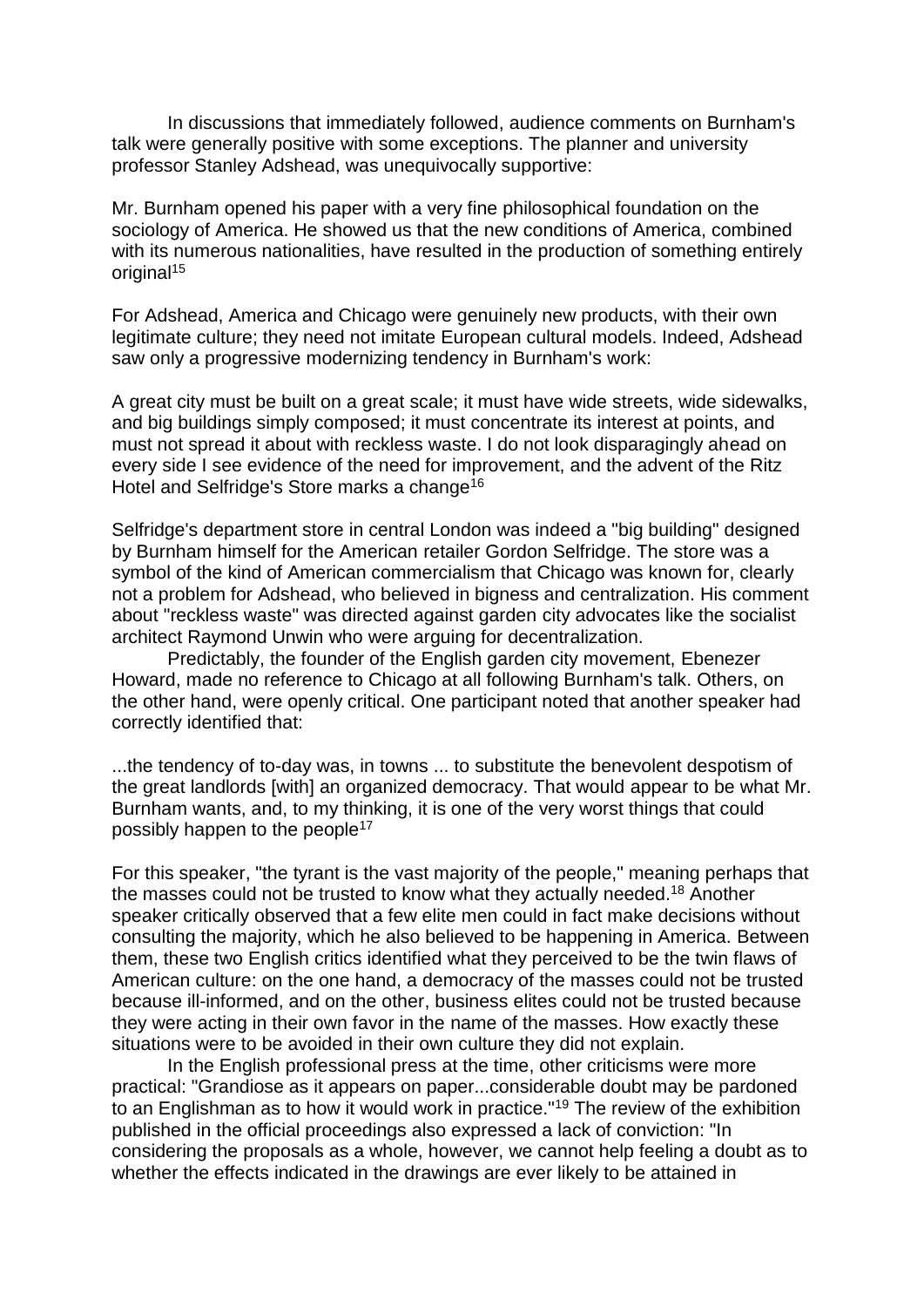In discussions that immediately followed, audience comments on Burnham's talk were generally positive with some exceptions. The planner and university professor Stanley Adshead, was unequivocally supportive:

Mr. Burnham opened his paper with a very fine philosophical foundation on the sociology of America. He showed us that the new conditions of America, combined with its numerous nationalities, have resulted in the production of something entirely original[15]

For Adshead, America and Chicago were genuinely new products, with their own legitimate culture; they need not imitate European cultural models. Indeed, Adshead saw only a progressive modernizing tendency in Burnham's work:

A great city must be built on a great scale; it must have wide streets, wide sidewalks, and big buildings simply composed; it must concentrate its interest at points, and must not spread it about with reckless waste. I do not look disparagingly ahead on every side I see evidence of the need for improvement, and the advent of the Ritz Hotel and Selfridge's Store marks a change[16]

Selfridge's department store in central London was indeed a "big building" designed by Burnham himself for the American retailer Gordon Selfridge. The store was a symbol of the kind of American commercialism that Chicago was known for, clearly not a problem for Adshead, who believed in bigness and centralization. His comment about "reckless waste" was directed against garden city advocates like the socialist architect Raymond Unwin who were arguing for decentralization.

Predictably, the founder of the English garden city movement, Ebenezer Howard, made no reference to Chicago at all following Burnham's talk. Others, on the other hand, were openly critical. One participant noted that another speaker had correctly identified that:

...the tendency of to-day was, in towns ... to substitute the benevolent despotism of the great landlords [with] an organized democracy. That would appear to be what Mr. Burnham wants, and, to my thinking, it is one of the very worst things that could possibly happen to the people[17]

For this speaker, "the tyrant is the vast majority of the people," meaning perhaps that the masses could not be trusted to know what they actually needed.[18] Another speaker critically observed that a few elite men could in fact make decisions without consulting the majority, which he also believed to be happening in America. Between them, these two English critics identified what they perceived to be the twin flaws of American culture: on the one hand, a democracy of the masses could not be trusted because ill-informed, and on the other, business elites could not be trusted because they were acting in their own favor in the name of the masses. How exactly these situations were to be avoided in their own culture they did not explain.

In the English professional press at the time, other criticisms were more practical: "Grandiose as it appears on paper...considerable doubt may be pardoned to an Englishman as to how it would work in practice."[19] The review of the exhibition published in the official proceedings also expressed a lack of conviction: "In considering the proposals as a whole, however, we cannot help feeling a doubt as to whether the effects indicated in the drawings are ever likely to be attained in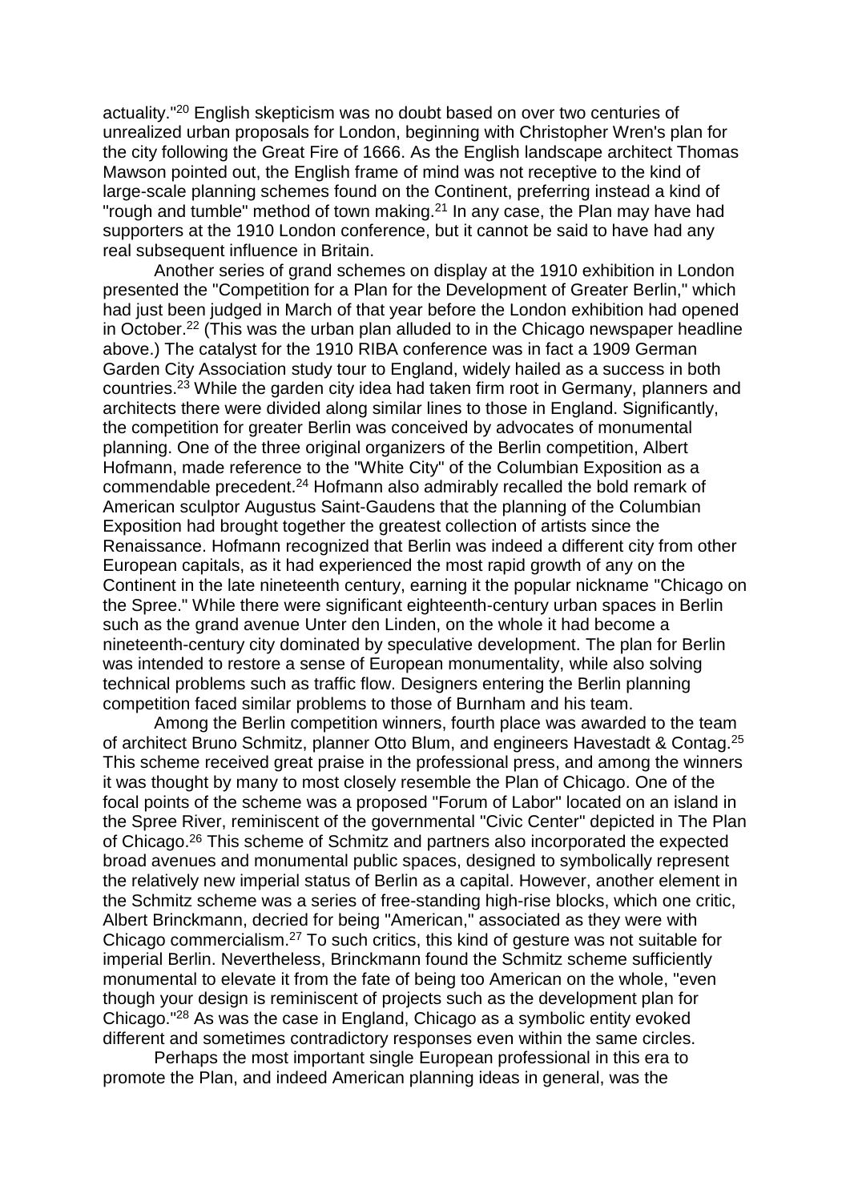actuality."[20] English skepticism was no doubt based on over two centuries of unrealized urban proposals for London, beginning with Christopher Wren's plan for the city following the Great Fire of 1666. As the English landscape architect Thomas Mawson pointed out, the English frame of mind was not receptive to the kind of large-scale planning schemes found on the Continent, preferring instead a kind of "rough and tumble" method of town making.[21] In any case, the Plan may have had supporters at the 1910 London conference, but it cannot be said to have had any real subsequent influence in Britain.

Another series of grand schemes on display at the 1910 exhibition in London presented the "Competition for a Plan for the Development of Greater Berlin," which had just been judged in March of that year before the London exhibition had opened in October.[22] (This was the urban plan alluded to in the Chicago newspaper headline above.) The catalyst for the 1910 RIBA conference was in fact a 1909 German Garden City Association study tour to England, widely hailed as a success in both countries.[23] While the garden city idea had taken firm root in Germany, planners and architects there were divided along similar lines to those in England. Significantly, the competition for greater Berlin was conceived by advocates of monumental planning. One of the three original organizers of the Berlin competition, Albert Hofmann, made reference to the "White City" of the Columbian Exposition as a commendable precedent.[24] Hofmann also admirably recalled the bold remark of American sculptor Augustus Saint-Gaudens that the planning of the Columbian Exposition had brought together the greatest collection of artists since the Renaissance. Hofmann recognized that Berlin was indeed a different city from other European capitals, as it had experienced the most rapid growth of any on the Continent in the late nineteenth century, earning it the popular nickname "Chicago on the Spree." While there were significant eighteenth-century urban spaces in Berlin such as the grand avenue Unter den Linden, on the whole it had become a nineteenth-century city dominated by speculative development. The plan for Berlin was intended to restore a sense of European monumentality, while also solving technical problems such as traffic flow. Designers entering the Berlin planning competition faced similar problems to those of Burnham and his team.

Among the Berlin competition winners, fourth place was awarded to the team of architect Bruno Schmitz, planner Otto Blum, and engineers Havestadt & Contag.[25] This scheme received great praise in the professional press, and among the winners it was thought by many to most closely resemble the Plan of Chicago. One of the focal points of the scheme was a proposed "Forum of Labor" located on an island in the Spree River, reminiscent of the governmental "Civic Center" depicted in The Plan of Chicago.[26] This scheme of Schmitz and partners also incorporated the expected broad avenues and monumental public spaces, designed to symbolically represent the relatively new imperial status of Berlin as a capital. However, another element in the Schmitz scheme was a series of free-standing high-rise blocks, which one critic, Albert Brinckmann, decried for being "American," associated as they were with Chicago commercialism.[27] To such critics, this kind of gesture was not suitable for imperial Berlin. Nevertheless, Brinckmann found the Schmitz scheme sufficiently monumental to elevate it from the fate of being too American on the whole, "even though your design is reminiscent of projects such as the development plan for Chicago."[28] As was the case in England, Chicago as a symbolic entity evoked different and sometimes contradictory responses even within the same circles.

Perhaps the most important single European professional in this era to promote the Plan, and indeed American planning ideas in general, was the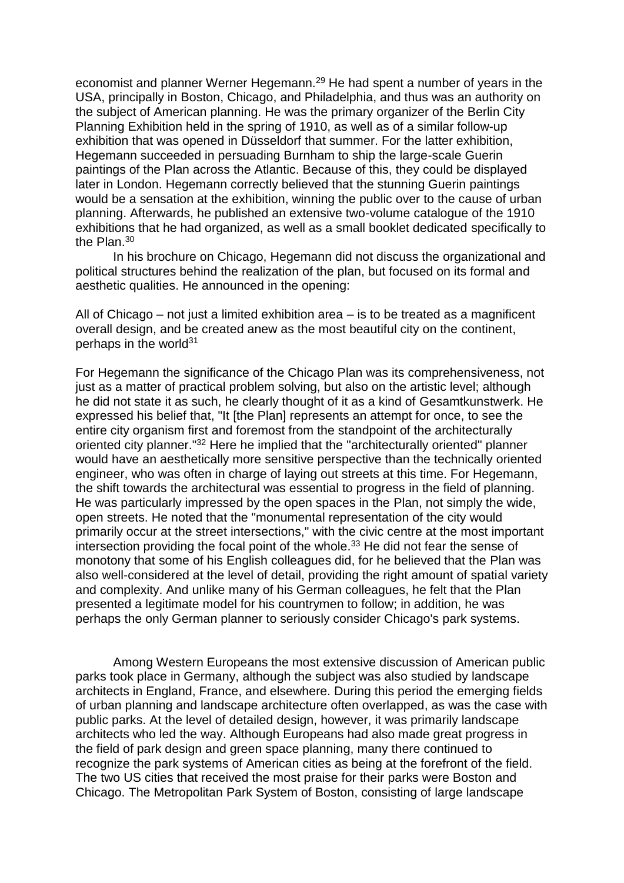economist and planner Werner Hegemann.[29] He had spent a number of years in the USA, principally in Boston, Chicago, and Philadelphia, and thus was an authority on the subject of American planning. He was the primary organizer of the Berlin City Planning Exhibition held in the spring of 1910, as well as of a similar follow-up exhibition that was opened in Düsseldorf that summer. For the latter exhibition, Hegemann succeeded in persuading Burnham to ship the large-scale Guerin paintings of the Plan across the Atlantic. Because of this, they could be displayed later in London. Hegemann correctly believed that the stunning Guerin paintings would be a sensation at the exhibition, winning the public over to the cause of urban planning. Afterwards, he published an extensive two-volume catalogue of the 1910 exhibitions that he had organized, as well as a small booklet dedicated specifically to the Plan.[30]

In his brochure on Chicago, Hegemann did not discuss the organizational and political structures behind the realization of the plan, but focused on its formal and aesthetic qualities. He announced in the opening:

All of Chicago – not just a limited exhibition area – is to be treated as a magnificent overall design, and be created anew as the most beautiful city on the continent, perhaps in the world[31]

For Hegemann the significance of the Chicago Plan was its comprehensiveness, not just as a matter of practical problem solving, but also on the artistic level; although he did not state it as such, he clearly thought of it as a kind of Gesamtkunstwerk. He expressed his belief that, "It [the Plan] represents an attempt for once, to see the entire city organism first and foremost from the standpoint of the architecturally oriented city planner."[32] Here he implied that the "architecturally oriented" planner would have an aesthetically more sensitive perspective than the technically oriented engineer, who was often in charge of laying out streets at this time. For Hegemann, the shift towards the architectural was essential to progress in the field of planning. He was particularly impressed by the open spaces in the Plan, not simply the wide, open streets. He noted that the "monumental representation of the city would primarily occur at the street intersections," with the civic centre at the most important intersection providing the focal point of the whole.[33] He did not fear the sense of monotony that some of his English colleagues did, for he believed that the Plan was also well-considered at the level of detail, providing the right amount of spatial variety and complexity. And unlike many of his German colleagues, he felt that the Plan presented a legitimate model for his countrymen to follow; in addition, he was perhaps the only German planner to seriously consider Chicago's park systems.

Among Western Europeans the most extensive discussion of American public parks took place in Germany, although the subject was also studied by landscape architects in England, France, and elsewhere. During this period the emerging fields of urban planning and landscape architecture often overlapped, as was the case with public parks. At the level of detailed design, however, it was primarily landscape architects who led the way. Although Europeans had also made great progress in the field of park design and green space planning, many there continued to recognize the park systems of American cities as being at the forefront of the field. The two US cities that received the most praise for their parks were Boston and Chicago. The Metropolitan Park System of Boston, consisting of large landscape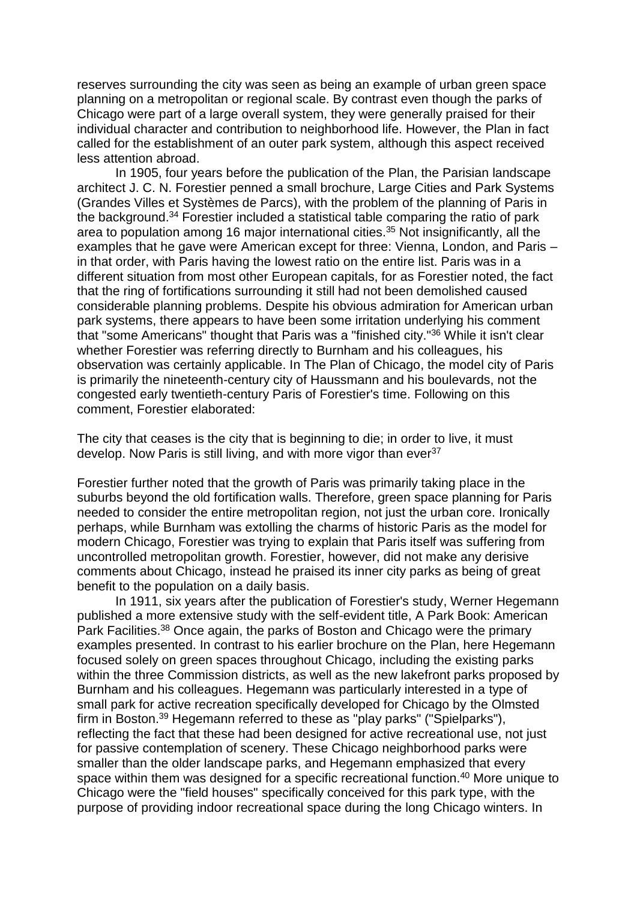reserves surrounding the city was seen as being an example of urban green space planning on a metropolitan or regional scale. By contrast even though the parks of Chicago were part of a large overall system, they were generally praised for their individual character and contribution to neighborhood life. However, the Plan in fact called for the establishment of an outer park system, although this aspect received less attention abroad.

In 1905, four years before the publication of the Plan, the Parisian landscape architect J. C. N. Forestier penned a small brochure, Large Cities and Park Systems (Grandes Villes et Systèmes de Parcs), with the problem of the planning of Paris in the background.[34] Forestier included a statistical table comparing the ratio of park area to population among 16 major international cities.[35] Not insignificantly, all the examples that he gave were American except for three: Vienna, London, and Paris – in that order, with Paris having the lowest ratio on the entire list. Paris was in a different situation from most other European capitals, for as Forestier noted, the fact that the ring of fortifications surrounding it still had not been demolished caused considerable planning problems. Despite his obvious admiration for American urban park systems, there appears to have been some irritation underlying his comment that "some Americans" thought that Paris was a "finished city."[36] While it isn't clear whether Forestier was referring directly to Burnham and his colleagues, his observation was certainly applicable. In The Plan of Chicago, the model city of Paris is primarily the nineteenth-century city of Haussmann and his boulevards, not the congested early twentieth-century Paris of Forestier's time. Following on this comment, Forestier elaborated:

The city that ceases is the city that is beginning to die; in order to live, it must develop. Now Paris is still living, and with more vigor than ever[37]

Forestier further noted that the growth of Paris was primarily taking place in the suburbs beyond the old fortification walls. Therefore, green space planning for Paris needed to consider the entire metropolitan region, not just the urban core. Ironically perhaps, while Burnham was extolling the charms of historic Paris as the model for modern Chicago, Forestier was trying to explain that Paris itself was suffering from uncontrolled metropolitan growth. Forestier, however, did not make any derisive comments about Chicago, instead he praised its inner city parks as being of great benefit to the population on a daily basis.

In 1911, six years after the publication of Forestier's study, Werner Hegemann published a more extensive study with the self-evident title, A Park Book: American Park Facilities.[38] Once again, the parks of Boston and Chicago were the primary examples presented. In contrast to his earlier brochure on the Plan, here Hegemann focused solely on green spaces throughout Chicago, including the existing parks within the three Commission districts, as well as the new lakefront parks proposed by Burnham and his colleagues. Hegemann was particularly interested in a type of small park for active recreation specifically developed for Chicago by the Olmsted firm in Boston.[39] Hegemann referred to these as "play parks" ("Spielparks"), reflecting the fact that these had been designed for active recreational use, not just for passive contemplation of scenery. These Chicago neighborhood parks were smaller than the older landscape parks, and Hegemann emphasized that every space within them was designed for a specific recreational function.[40] More unique to Chicago were the "field houses" specifically conceived for this park type, with the purpose of providing indoor recreational space during the long Chicago winters. In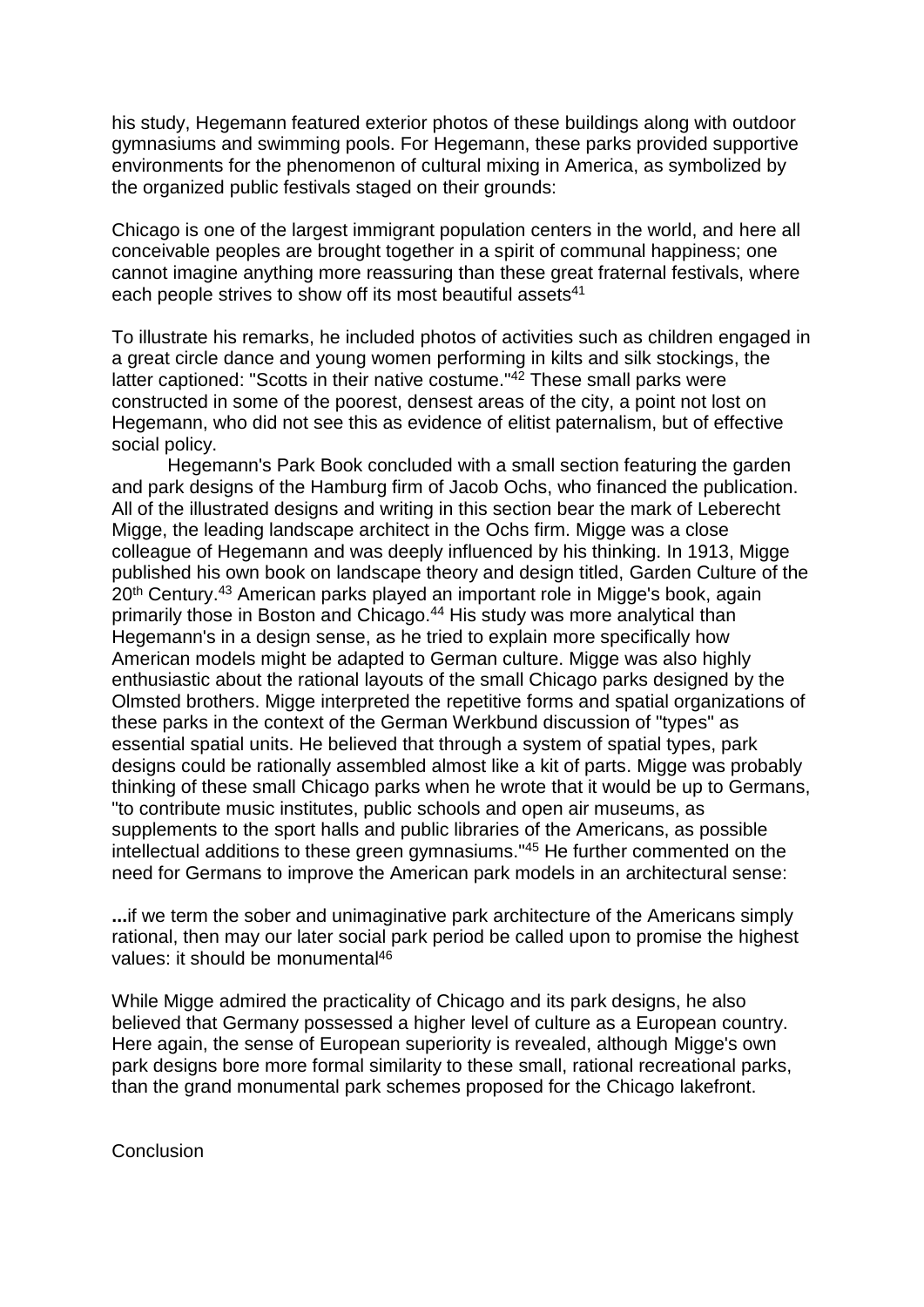his study, Hegemann featured exterior photos of these buildings along with outdoor gymnasiums and swimming pools. For Hegemann, these parks provided supportive environments for the phenomenon of cultural mixing in America, as symbolized by the organized public festivals staged on their grounds:

Chicago is one of the largest immigrant population centers in the world, and here all conceivable peoples are brought together in a spirit of communal happiness; one cannot imagine anything more reassuring than these great fraternal festivals, where each people strives to show off its most beautiful assets[41]

To illustrate his remarks, he included photos of activities such as children engaged in a great circle dance and young women performing in kilts and silk stockings, the latter captioned: "Scotts in their native costume."[42] These small parks were constructed in some of the poorest, densest areas of the city, a point not lost on Hegemann, who did not see this as evidence of elitist paternalism, but of effective social policy.

Hegemann's Park Book concluded with a small section featuring the garden and park designs of the Hamburg firm of Jacob Ochs, who financed the publication. All of the illustrated designs and writing in this section bear the mark of Leberecht Migge, the leading landscape architect in the Ochs firm. Migge was a close colleague of Hegemann and was deeply influenced by his thinking. In 1913, Migge published his own book on landscape theory and design titled, Garden Culture of the 20th Century.[43] American parks played an important role in Migge's book, again primarily those in Boston and Chicago.[44] His study was more analytical than Hegemann's in a design sense, as he tried to explain more specifically how American models might be adapted to German culture. Migge was also highly enthusiastic about the rational layouts of the small Chicago parks designed by the Olmsted brothers. Migge interpreted the repetitive forms and spatial organizations of these parks in the context of the German Werkbund discussion of "types" as essential spatial units. He believed that through a system of spatial types, park designs could be rationally assembled almost like a kit of parts. Migge was probably thinking of these small Chicago parks when he wrote that it would be up to Germans, "to contribute music institutes, public schools and open air museums, as supplements to the sport halls and public libraries of the Americans, as possible intellectual additions to these green gymnasiums."[45] He further commented on the need for Germans to improve the American park models in an architectural sense:

**...**if we term the sober and unimaginative park architecture of the Americans simply rational, then may our later social park period be called upon to promise the highest values: it should be monumental[46]

While Migge admired the practicality of Chicago and its park designs, he also believed that Germany possessed a higher level of culture as a European country. Here again, the sense of European superiority is revealed, although Migge's own park designs bore more formal similarity to these small, rational recreational parks, than the grand monumental park schemes proposed for the Chicago lakefront.

## Conclusion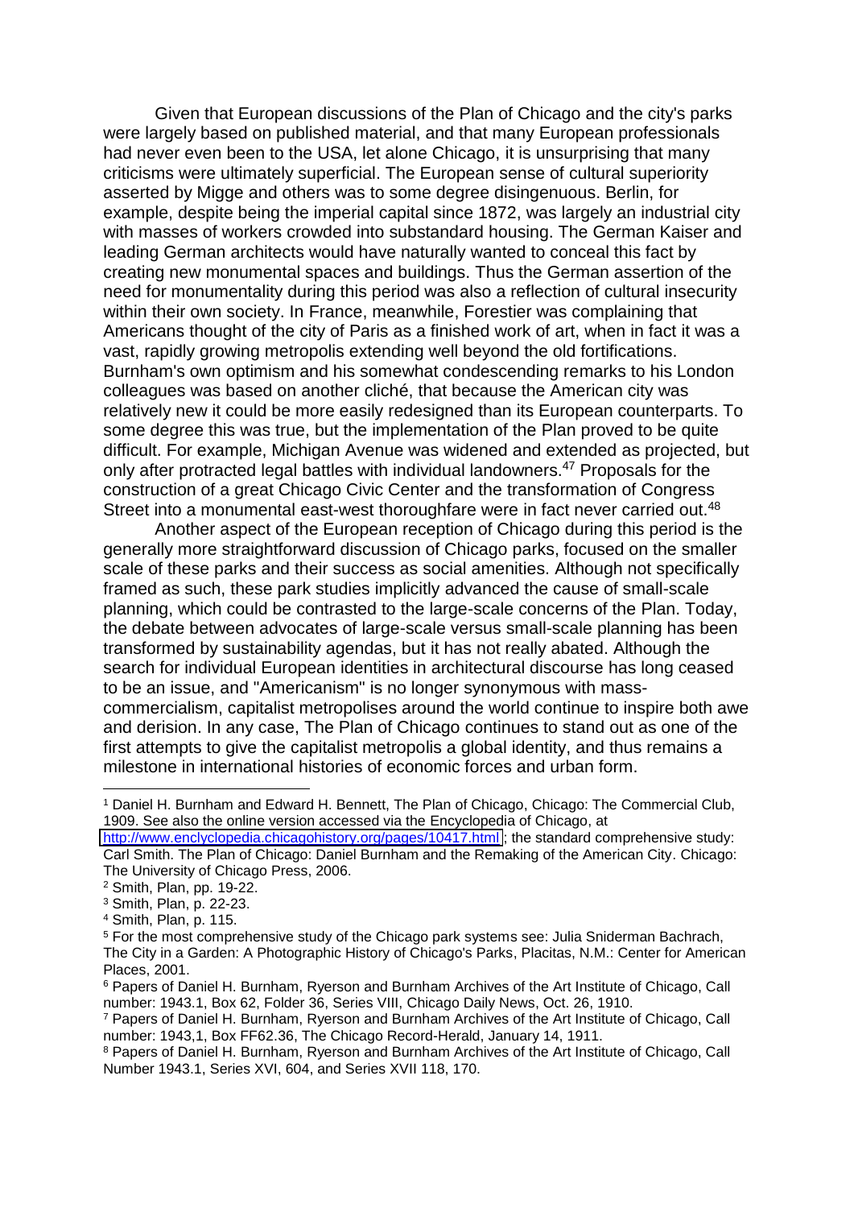Given that European discussions of the Plan of Chicago and the city's parks were largely based on published material, and that many European professionals had never even been to the USA, let alone Chicago, it is unsurprising that many criticisms were ultimately superficial. The European sense of cultural superiority asserted by Migge and others was to some degree disingenuous. Berlin, for example, despite being the imperial capital since 1872, was largely an industrial city with masses of workers crowded into substandard housing. The German Kaiser and leading German architects would have naturally wanted to conceal this fact by creating new monumental spaces and buildings. Thus the German assertion of the need for monumentality during this period was also a reflection of cultural insecurity within their own society. In France, meanwhile, Forestier was complaining that Americans thought of the city of Paris as a finished work of art, when in fact it was a vast, rapidly growing metropolis extending well beyond the old fortifications. Burnham's own optimism and his somewhat condescending remarks to his London colleagues was based on another cliché, that because the American city was relatively new it could be more easily redesigned than its European counterparts. To some degree this was true, but the implementation of the Plan proved to be quite difficult. For example, Michigan Avenue was widened and extended as projected, but only after protracted legal battles with individual landowners.[47] Proposals for the construction of a great Chicago Civic Center and the transformation of Congress Street into a monumental east-west thoroughfare were in fact never carried out.[48]

Another aspect of the European reception of Chicago during this period is the generally more straightforward discussion of Chicago parks, focused on the smaller scale of these parks and their success as social amenities. Although not specifically framed as such, these park studies implicitly advanced the cause of small-scale planning, which could be contrasted to the large-scale concerns of the Plan. Today, the debate between advocates of large-scale versus small-scale planning has been transformed by sustainability agendas, but it has not really abated. Although the search for individual European identities in architectural discourse has long ceased to be an issue, and "Americanism" is no longer synonymous with mass-commercialism, capitalist metropolises around the world continue to inspire both awe and derision. In any case, The Plan of Chicago continues to stand out as one of the first attempts to give the capitalist metropolis a global identity, and thus remains a milestone in international histories of economic forces and urban form.

---

[1] Daniel H. Burnham and Edward H. Bennett, The Plan of Chicago, Chicago: The Commercial Club, 1909. See also the online version accessed via the Encyclopedia of Chicago, at http://www.enclyclopedia.chicagohistory.org/pages/10417.html; the standard comprehensive study: Carl Smith. The Plan of Chicago: Daniel Burnham and the Remaking of the American City. Chicago: The University of Chicago Press, 2006.

[2] Smith, Plan, pp. 19-22.

[3] Smith, Plan, p. 22-23.

[4] Smith, Plan, p. 115.

[5] For the most comprehensive study of the Chicago park systems see: Julia Sniderman Bachrach, The City in a Garden: A Photographic History of Chicago's Parks, Placitas, N.M.: Center for American Places, 2001.

[6] Papers of Daniel H. Burnham, Ryerson and Burnham Archives of the Art Institute of Chicago, Call number: 1943.1, Box 62, Folder 36, Series VIII, Chicago Daily News, Oct. 26, 1910.

[7] Papers of Daniel H. Burnham, Ryerson and Burnham Archives of the Art Institute of Chicago, Call number: 1943,1, Box FF62.36, The Chicago Record-Herald, January 14, 1911.

[8] Papers of Daniel H. Burnham, Ryerson and Burnham Archives of the Art Institute of Chicago, Call Number 1943.1, Series XVI, 604, and Series XVII 118, 170.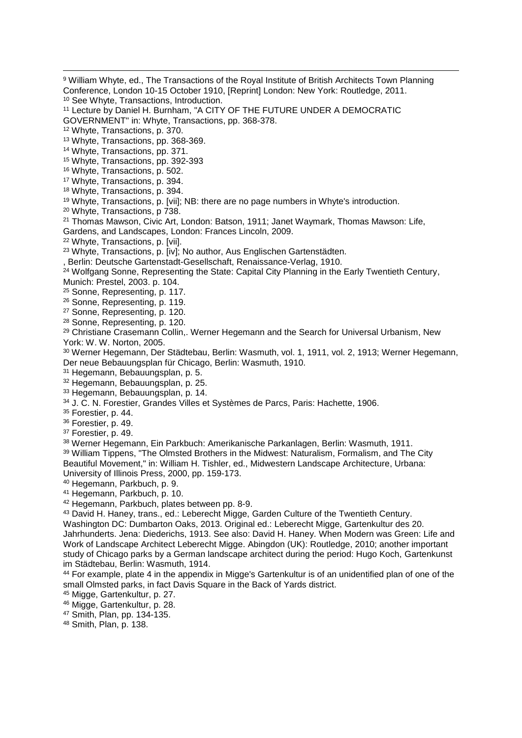[9] William Whyte, ed., The Transactions of the Royal Institute of British Architects Town Planning Conference, London 10-15 October 1910, [Reprint] London: New York: Routledge, 2011.
[10] See Whyte, Transactions, Introduction.
[11] Lecture by Daniel H. Burnham, "A CITY OF THE FUTURE UNDER A DEMOCRATIC GOVERNMENT" in: Whyte, Transactions, pp. 368-378.
[12] Whyte, Transactions, p. 370.
[13] Whyte, Transactions, pp. 368-369.
[14] Whyte, Transactions, pp. 371.
[15] Whyte, Transactions, pp. 392-393
[16] Whyte, Transactions, p. 502.
[17] Whyte, Transactions, p. 394.
[18] Whyte, Transactions, p. 394.
[19] Whyte, Transactions, p. [vii]; NB: there are no page numbers in Whyte's introduction.
[20] Whyte, Transactions, p 738.
[21] Thomas Mawson, Civic Art, London: Batson, 1911; Janet Waymark, Thomas Mawson: Life, Gardens, and Landscapes, London: Frances Lincoln, 2009.
[22] Whyte, Transactions, p. [vii].
[23] Whyte, Transactions, p. [iv]; No author, Aus Englischen Gartenstädten.
, Berlin: Deutsche Gartenstadt-Gesellschaft, Renaissance-Verlag, 1910.
[24] Wolfgang Sonne, Representing the State: Capital City Planning in the Early Twentieth Century, Munich: Prestel, 2003. p. 104.
[25] Sonne, Representing, p. 117.
[26] Sonne, Representing, p. 119.
[27] Sonne, Representing, p. 120.
[28] Sonne, Representing, p. 120.
[29] Christiane Crasemann Collin,. Werner Hegemann and the Search for Universal Urbanism, New York: W. W. Norton, 2005.
[30] Werner Hegemann, Der Städtebau, Berlin: Wasmuth, vol. 1, 1911, vol. 2, 1913; Werner Hegemann, Der neue Bebauungsplan für Chicago, Berlin: Wasmuth, 1910.
[31] Hegemann, Bebauungsplan, p. 5.
[32] Hegemann, Bebauungsplan, p. 25.
[33] Hegemann, Bebauungsplan, p. 14.
[34] J. C. N. Forestier, Grandes Villes et Systèmes de Parcs, Paris: Hachette, 1906.
[35] Forestier, p. 44.
[36] Forestier, p. 49.
[37] Forestier, p. 49.
[38] Werner Hegemann, Ein Parkbuch: Amerikanische Parkanlagen, Berlin: Wasmuth, 1911.
[39] William Tippens, "The Olmsted Brothers in the Midwest: Naturalism, Formalism, and The City Beautiful Movement," in: William H. Tishler, ed., Midwestern Landscape Architecture, Urbana: University of Illinois Press, 2000, pp. 159-173.
[40] Hegemann, Parkbuch, p. 9.
[41] Hegemann, Parkbuch, p. 10.
[42] Hegemann, Parkbuch, plates between pp. 8-9.
[43] David H. Haney, trans., ed.: Leberecht Migge, Garden Culture of the Twentieth Century. Washington DC: Dumbarton Oaks, 2013. Original ed.: Leberecht Migge, Gartenkultur des 20. Jahrhunderts. Jena: Diederichs, 1913. See also: David H. Haney. When Modern was Green: Life and Work of Landscape Architect Leberecht Migge. Abingdon (UK): Routledge, 2010; another important study of Chicago parks by a German landscape architect during the period: Hugo Koch, Gartenkunst im Städtebau, Berlin: Wasmuth, 1914.
[44] For example, plate 4 in the appendix in Migge's Gartenkultur is of an unidentified plan of one of the small Olmsted parks, in fact Davis Square in the Back of Yards district.
[45] Migge, Gartenkultur, p. 27.
[46] Migge, Gartenkultur, p. 28.
[47] Smith, Plan, pp. 134-135.
[48] Smith, Plan, p. 138.